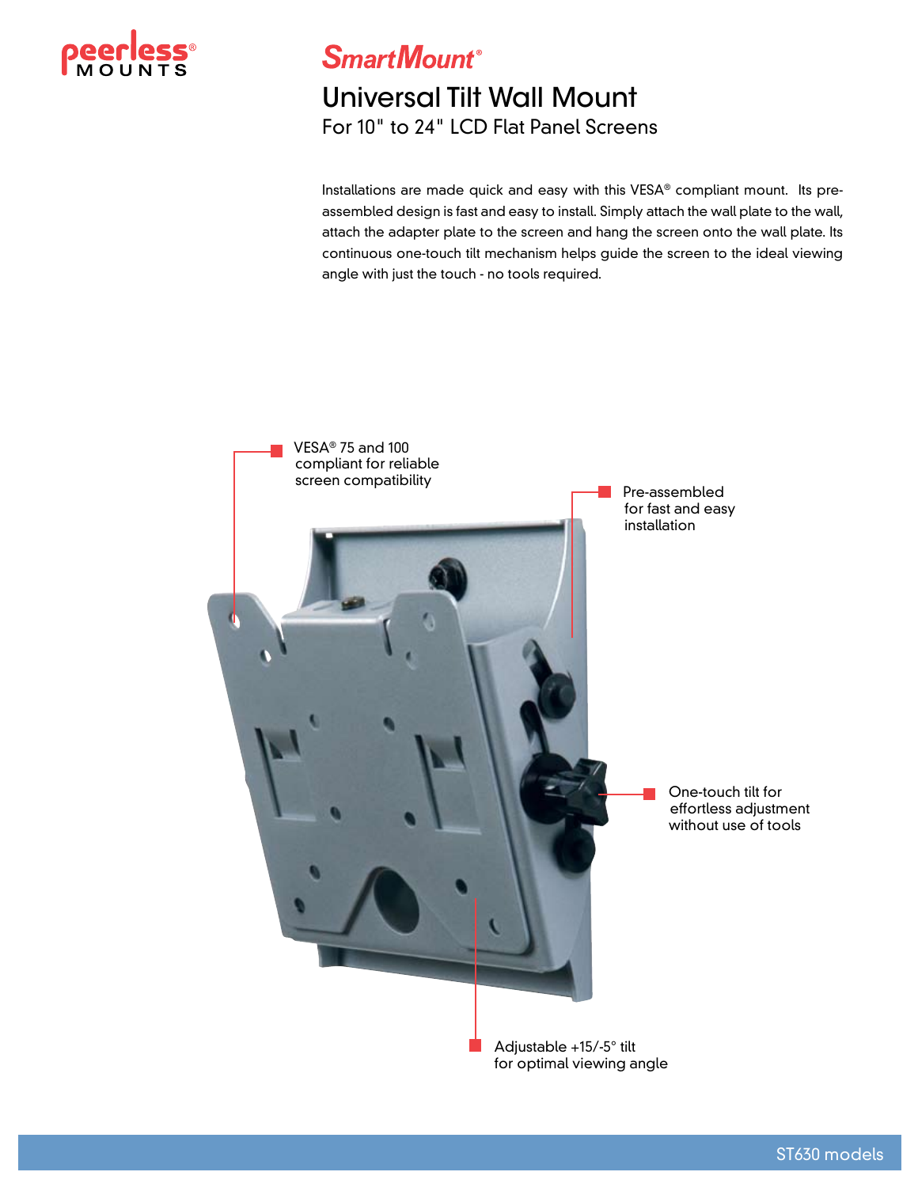peerless® MOUNTS

# SmartMount®

## Universal Tilt Wall Mount

For 10" to 24" LCD Flat Panel Screens

Installations are made quick and easy with this VESA® compliant mount. Its pre-assembled design is fast and easy to install. Simply attach the wall plate to the wall, attach the adapter plate to the screen and hang the screen onto the wall plate. Its continuous one-touch tilt mechanism helps guide the screen to the ideal viewing angle with just the touch - no tools required.

- VESA® 75 and 100 compliant for reliable screen compatibility
- Pre-assembled for fast and easy installation
- One-touch tilt for effortless adjustment without use of tools
- Adjustable +15/-5° tilt for optimal viewing angle

ST630 models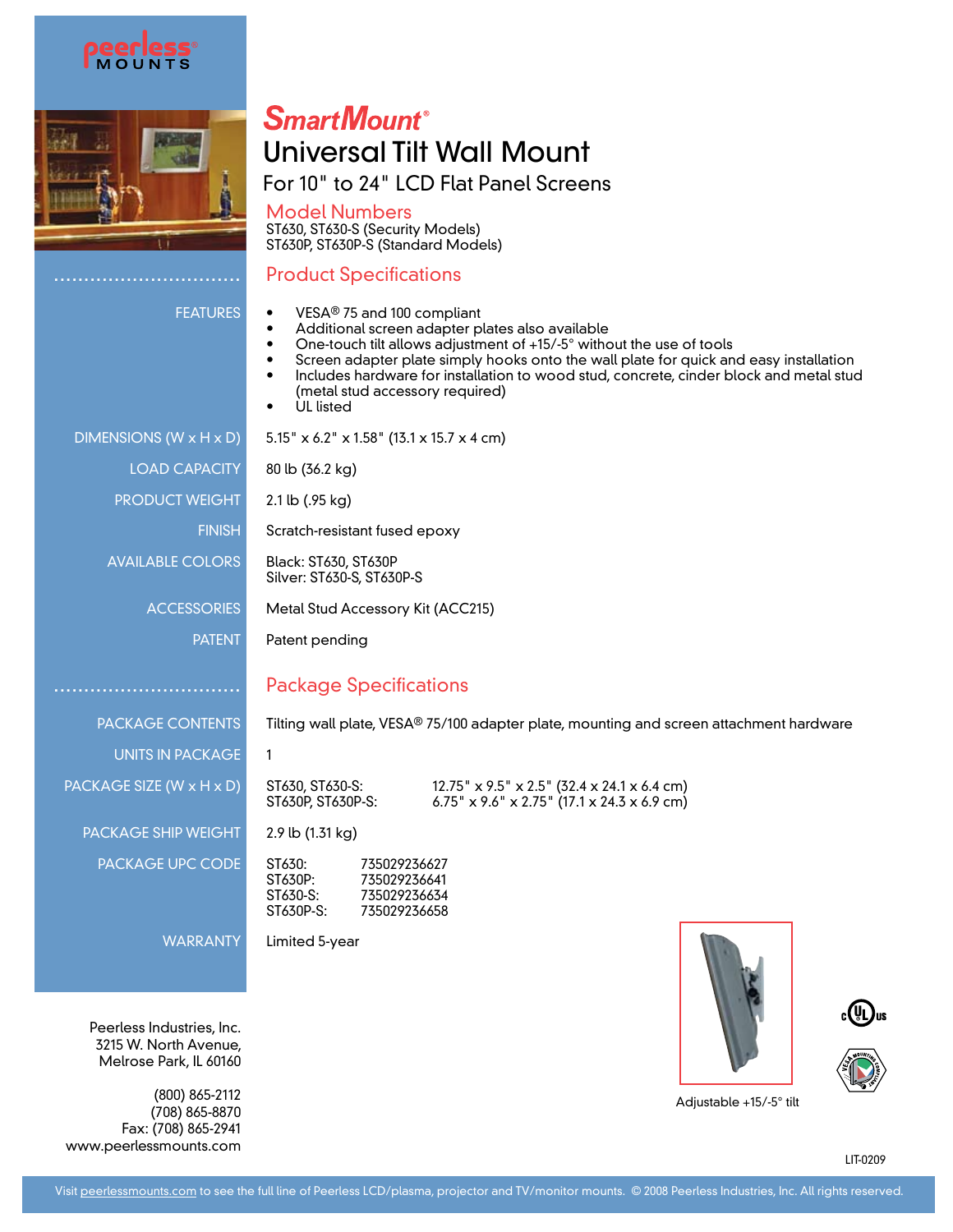peerless® MOUNTS

# SmartMount®

## Universal Tilt Wall Mount

### For 10" to 24" LCD Flat Panel Screens

## Model Numbers

ST630, ST630-S (Security Models)
ST630P, ST630P-S (Standard Models)

## Product Specifications

**FEATURES**

- VESA® 75 and 100 compliant
- Additional screen adapter plates also available
- One-touch tilt allows adjustment of +15/-5° without the use of tools
- Screen adapter plate simply hooks onto the wall plate for quick and easy installation
- Includes hardware for installation to wood stud, concrete, cinder block and metal stud (metal stud accessory required)
- UL listed

| | |
|---|---|
| DIMENSIONS (W x H x D) | 5.15" x 6.2" x 1.58" (13.1 x 15.7 x 4 cm) |
| LOAD CAPACITY | 80 lb (36.2 kg) |
| PRODUCT WEIGHT | 2.1 lb (.95 kg) |
| FINISH | Scratch-resistant fused epoxy |
| AVAILABLE COLORS | Black: ST630, ST630P<br>Silver: ST630-S, ST630P-S |
| ACCESSORIES | Metal Stud Accessory Kit (ACC215) |
| PATENT | Patent pending |

## Package Specifications

| | |
|---|---|
| PACKAGE CONTENTS | Tilting wall plate, VESA® 75/100 adapter plate, mounting and screen attachment hardware |
| UNITS IN PACKAGE | 1 |
| PACKAGE SIZE (W x H x D) | ST630, ST630-S: 12.75" x 9.5" x 2.5" (32.4 x 24.1 x 6.4 cm)<br>ST630P, ST630P-S: 6.75" x 9.6" x 2.75" (17.1 x 24.3 x 6.9 cm) |
| PACKAGE SHIP WEIGHT | 2.9 lb (1.31 kg) |
| PACKAGE UPC CODE | ST630: 735029236627<br>ST630P: 735029236641<br>ST630-S: 735029236634<br>ST630P-S: 735029236658 |
| WARRANTY | Limited 5-year |

Adjustable +15/-5° tilt

Peerless Industries, Inc.
3215 W. North Avenue,
Melrose Park, IL 60160

(800) 865-2112
(708) 865-8870
Fax: (708) 865-2941
www.peerlessmounts.com

LIT-0209

Visit peerlessmounts.com to see the full line of Peerless LCD/plasma, projector and TV/monitor mounts. © 2008 Peerless Industries, Inc. All rights reserved.